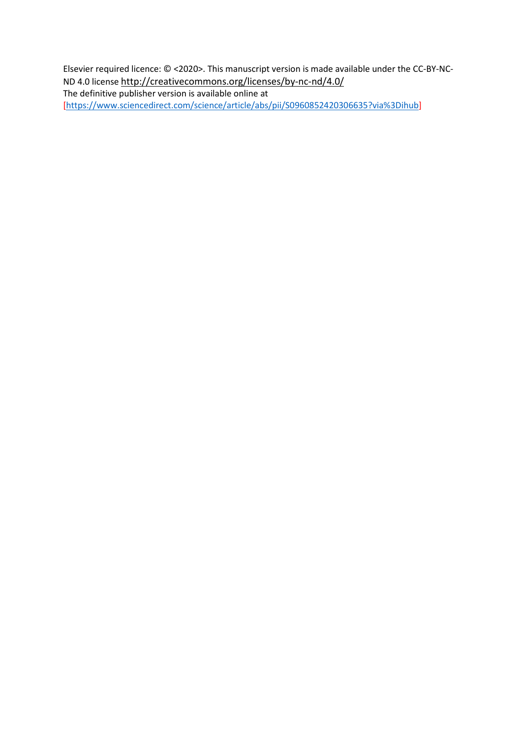Elsevier required licence: © <2020>. This manuscript version is made available under the CC-BY-NC-ND 4.0 license http://creativecommons.org/licenses/by-nc-nd/4.0/

The definitive publisher version is available online at

[https://www.sciencedirect.com/science/article/abs/pii/S0960852420306635?via%3Dihub]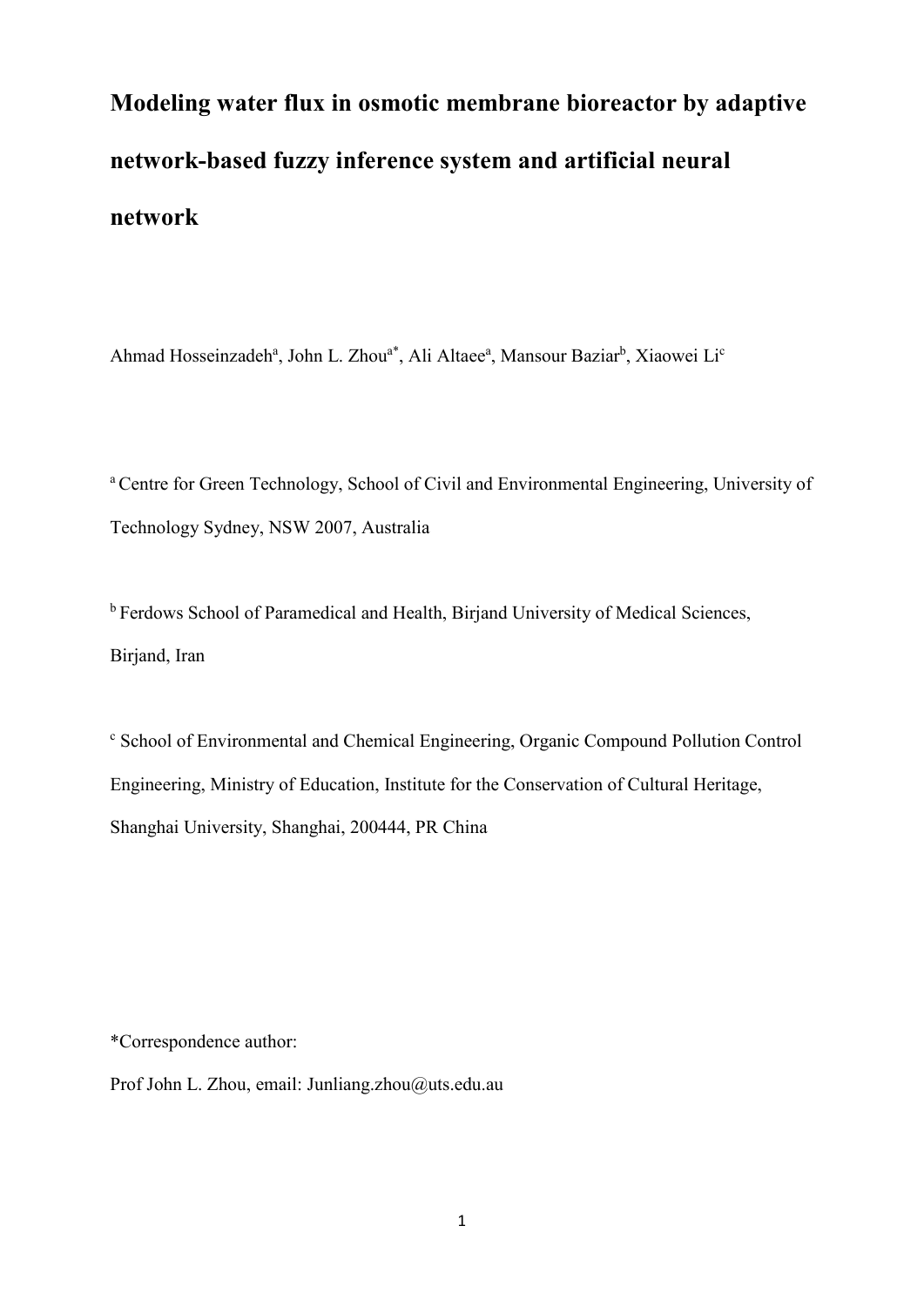# Modeling water flux in osmotic membrane bioreactor by adaptive network-based fuzzy inference system and artificial neural network

Ahmad Hosseinzadeh[a], John L. Zhou[a*], Ali Altaee[a], Mansour Baziar[b], Xiaowei Li[c]

[a] Centre for Green Technology, School of Civil and Environmental Engineering, University of Technology Sydney, NSW 2007, Australia

[b] Ferdows School of Paramedical and Health, Birjand University of Medical Sciences, Birjand, Iran

[c] School of Environmental and Chemical Engineering, Organic Compound Pollution Control Engineering, Ministry of Education, Institute for the Conservation of Cultural Heritage, Shanghai University, Shanghai, 200444, PR China

*Correspondence author:

Prof John L. Zhou, email: Junliang.zhou@uts.edu.au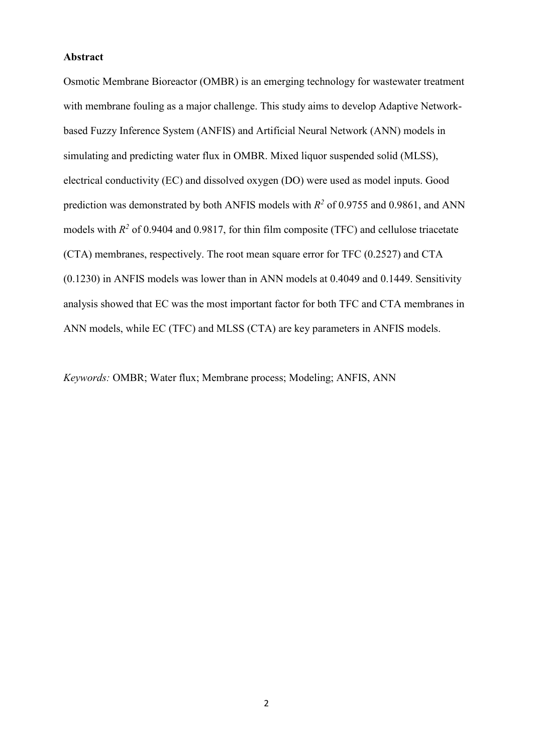**Abstract**

Osmotic Membrane Bioreactor (OMBR) is an emerging technology for wastewater treatment with membrane fouling as a major challenge. This study aims to develop Adaptive Network-based Fuzzy Inference System (ANFIS) and Artificial Neural Network (ANN) models in simulating and predicting water flux in OMBR. Mixed liquor suspended solid (MLSS), electrical conductivity (EC) and dissolved oxygen (DO) were used as model inputs. Good prediction was demonstrated by both ANFIS models with $R^2$ of 0.9755 and 0.9861, and ANN models with $R^2$ of 0.9404 and 0.9817, for thin film composite (TFC) and cellulose triacetate (CTA) membranes, respectively. The root mean square error for TFC (0.2527) and CTA (0.1230) in ANFIS models was lower than in ANN models at 0.4049 and 0.1449. Sensitivity analysis showed that EC was the most important factor for both TFC and CTA membranes in ANN models, while EC (TFC) and MLSS (CTA) are key parameters in ANFIS models.

*Keywords:* OMBR; Water flux; Membrane process; Modeling; ANFIS, ANN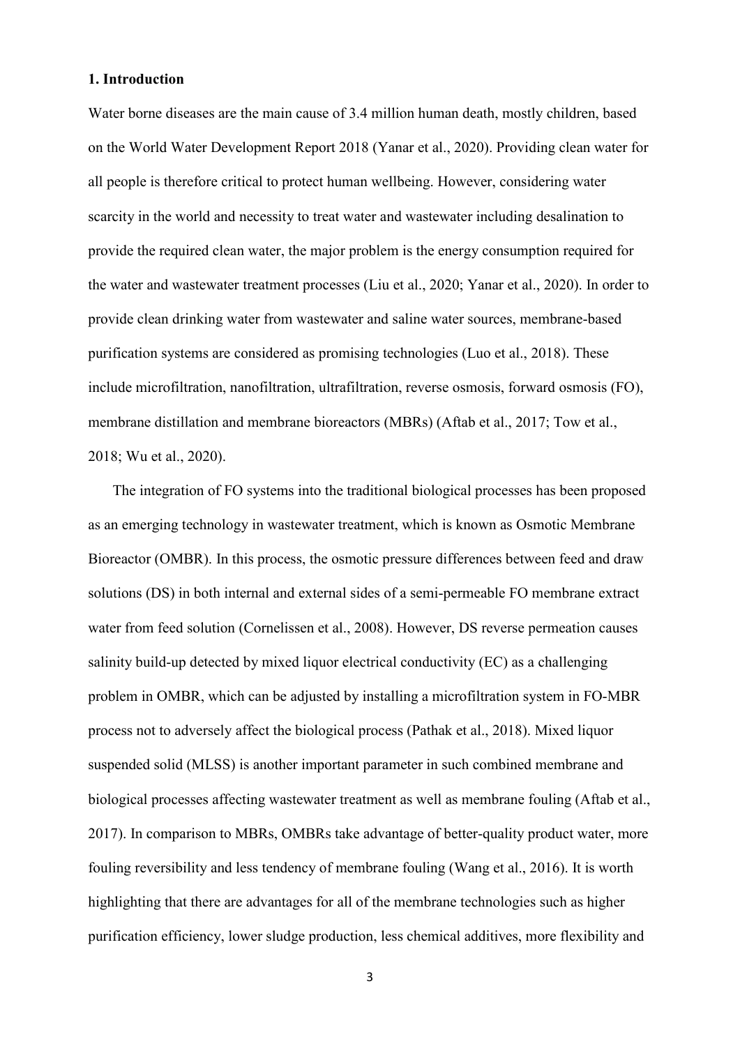## 1. Introduction

Water borne diseases are the main cause of 3.4 million human death, mostly children, based on the World Water Development Report 2018 (Yanar et al., 2020). Providing clean water for all people is therefore critical to protect human wellbeing. However, considering water scarcity in the world and necessity to treat water and wastewater including desalination to provide the required clean water, the major problem is the energy consumption required for the water and wastewater treatment processes (Liu et al., 2020; Yanar et al., 2020). In order to provide clean drinking water from wastewater and saline water sources, membrane-based purification systems are considered as promising technologies (Luo et al., 2018). These include microfiltration, nanofiltration, ultrafiltration, reverse osmosis, forward osmosis (FO), membrane distillation and membrane bioreactors (MBRs) (Aftab et al., 2017; Tow et al., 2018; Wu et al., 2020).

The integration of FO systems into the traditional biological processes has been proposed as an emerging technology in wastewater treatment, which is known as Osmotic Membrane Bioreactor (OMBR). In this process, the osmotic pressure differences between feed and draw solutions (DS) in both internal and external sides of a semi-permeable FO membrane extract water from feed solution (Cornelissen et al., 2008). However, DS reverse permeation causes salinity build-up detected by mixed liquor electrical conductivity (EC) as a challenging problem in OMBR, which can be adjusted by installing a microfiltration system in FO-MBR process not to adversely affect the biological process (Pathak et al., 2018). Mixed liquor suspended solid (MLSS) is another important parameter in such combined membrane and biological processes affecting wastewater treatment as well as membrane fouling (Aftab et al., 2017). In comparison to MBRs, OMBRs take advantage of better-quality product water, more fouling reversibility and less tendency of membrane fouling (Wang et al., 2016). It is worth highlighting that there are advantages for all of the membrane technologies such as higher purification efficiency, lower sludge production, less chemical additives, more flexibility and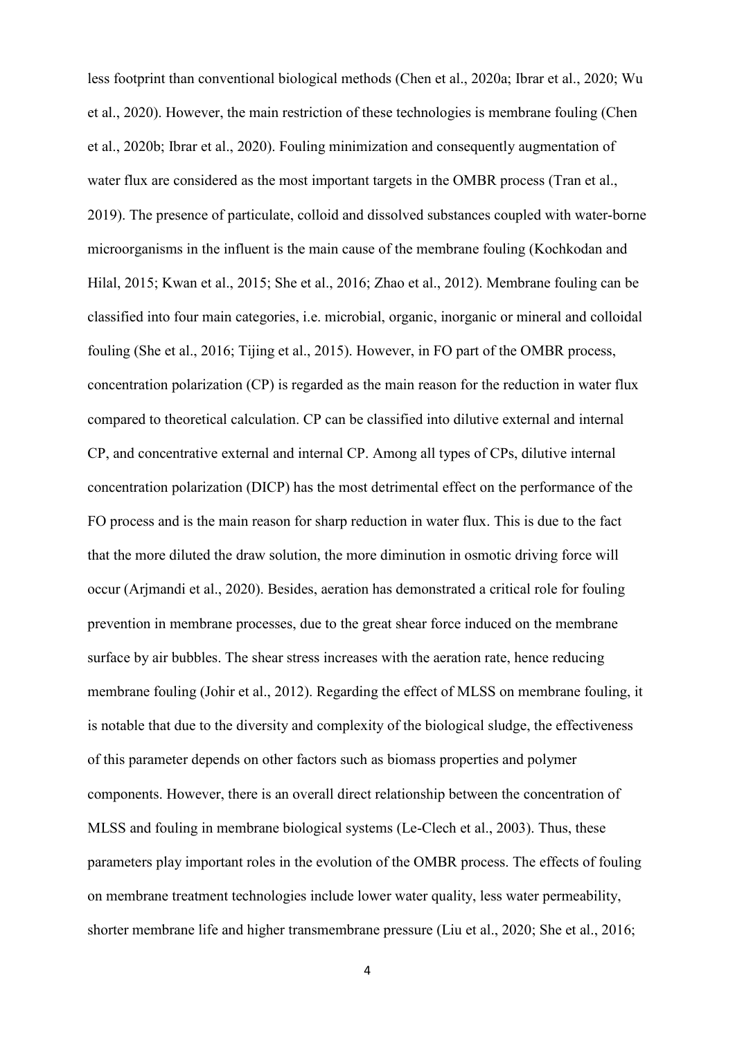less footprint than conventional biological methods (Chen et al., 2020a; Ibrar et al., 2020; Wu et al., 2020). However, the main restriction of these technologies is membrane fouling (Chen et al., 2020b; Ibrar et al., 2020). Fouling minimization and consequently augmentation of water flux are considered as the most important targets in the OMBR process (Tran et al., 2019). The presence of particulate, colloid and dissolved substances coupled with water-borne microorganisms in the influent is the main cause of the membrane fouling (Kochkodan and Hilal, 2015; Kwan et al., 2015; She et al., 2016; Zhao et al., 2012). Membrane fouling can be classified into four main categories, i.e. microbial, organic, inorganic or mineral and colloidal fouling (She et al., 2016; Tijing et al., 2015). However, in FO part of the OMBR process, concentration polarization (CP) is regarded as the main reason for the reduction in water flux compared to theoretical calculation. CP can be classified into dilutive external and internal CP, and concentrative external and internal CP. Among all types of CPs, dilutive internal concentration polarization (DICP) has the most detrimental effect on the performance of the FO process and is the main reason for sharp reduction in water flux. This is due to the fact that the more diluted the draw solution, the more diminution in osmotic driving force will occur (Arjmandi et al., 2020). Besides, aeration has demonstrated a critical role for fouling prevention in membrane processes, due to the great shear force induced on the membrane surface by air bubbles. The shear stress increases with the aeration rate, hence reducing membrane fouling (Johir et al., 2012). Regarding the effect of MLSS on membrane fouling, it is notable that due to the diversity and complexity of the biological sludge, the effectiveness of this parameter depends on other factors such as biomass properties and polymer components. However, there is an overall direct relationship between the concentration of MLSS and fouling in membrane biological systems (Le-Clech et al., 2003). Thus, these parameters play important roles in the evolution of the OMBR process. The effects of fouling on membrane treatment technologies include lower water quality, less water permeability, shorter membrane life and higher transmembrane pressure (Liu et al., 2020; She et al., 2016;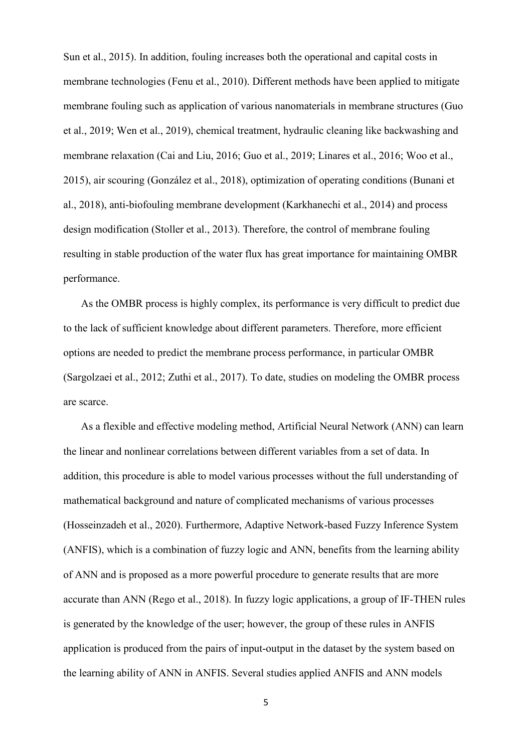Sun et al., 2015). In addition, fouling increases both the operational and capital costs in membrane technologies (Fenu et al., 2010). Different methods have been applied to mitigate membrane fouling such as application of various nanomaterials in membrane structures (Guo et al., 2019; Wen et al., 2019), chemical treatment, hydraulic cleaning like backwashing and membrane relaxation (Cai and Liu, 2016; Guo et al., 2019; Linares et al., 2016; Woo et al., 2015), air scouring (González et al., 2018), optimization of operating conditions (Bunani et al., 2018), anti-biofouling membrane development (Karkhanechi et al., 2014) and process design modification (Stoller et al., 2013). Therefore, the control of membrane fouling resulting in stable production of the water flux has great importance for maintaining OMBR performance.

As the OMBR process is highly complex, its performance is very difficult to predict due to the lack of sufficient knowledge about different parameters. Therefore, more efficient options are needed to predict the membrane process performance, in particular OMBR (Sargolzaei et al., 2012; Zuthi et al., 2017). To date, studies on modeling the OMBR process are scarce.

As a flexible and effective modeling method, Artificial Neural Network (ANN) can learn the linear and nonlinear correlations between different variables from a set of data. In addition, this procedure is able to model various processes without the full understanding of mathematical background and nature of complicated mechanisms of various processes (Hosseinzadeh et al., 2020). Furthermore, Adaptive Network-based Fuzzy Inference System (ANFIS), which is a combination of fuzzy logic and ANN, benefits from the learning ability of ANN and is proposed as a more powerful procedure to generate results that are more accurate than ANN (Rego et al., 2018). In fuzzy logic applications, a group of IF-THEN rules is generated by the knowledge of the user; however, the group of these rules in ANFIS application is produced from the pairs of input-output in the dataset by the system based on the learning ability of ANN in ANFIS. Several studies applied ANFIS and ANN models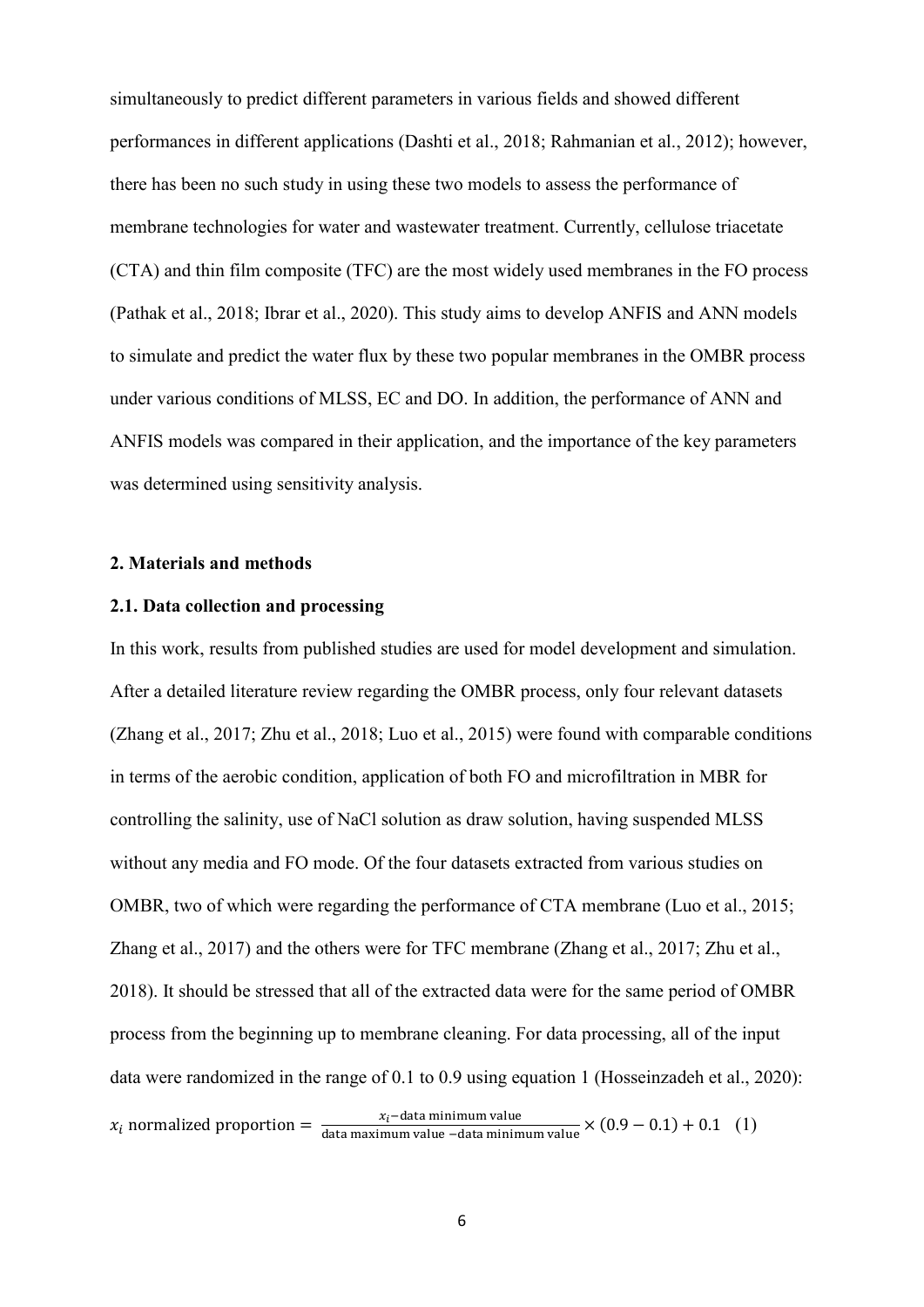simultaneously to predict different parameters in various fields and showed different performances in different applications (Dashti et al., 2018; Rahmanian et al., 2012); however, there has been no such study in using these two models to assess the performance of membrane technologies for water and wastewater treatment. Currently, cellulose triacetate (CTA) and thin film composite (TFC) are the most widely used membranes in the FO process (Pathak et al., 2018; Ibrar et al., 2020). This study aims to develop ANFIS and ANN models to simulate and predict the water flux by these two popular membranes in the OMBR process under various conditions of MLSS, EC and DO. In addition, the performance of ANN and ANFIS models was compared in their application, and the importance of the key parameters was determined using sensitivity analysis.

## 2. Materials and methods

### 2.1. Data collection and processing

In this work, results from published studies are used for model development and simulation. After a detailed literature review regarding the OMBR process, only four relevant datasets (Zhang et al., 2017; Zhu et al., 2018; Luo et al., 2015) were found with comparable conditions in terms of the aerobic condition, application of both FO and microfiltration in MBR for controlling the salinity, use of NaCl solution as draw solution, having suspended MLSS without any media and FO mode. Of the four datasets extracted from various studies on OMBR, two of which were regarding the performance of CTA membrane (Luo et al., 2015; Zhang et al., 2017) and the others were for TFC membrane (Zhang et al., 2017; Zhu et al., 2018). It should be stressed that all of the extracted data were for the same period of OMBR process from the beginning up to membrane cleaning. For data processing, all of the input data were randomized in the range of 0.1 to 0.9 using equation 1 (Hosseinzadeh et al., 2020):

$$x_i \text{ normalized proportion} = \frac{x_i - \text{data minimum value}}{\text{data maximum value} - \text{data minimum value}} \times (0.9 - 0.1) + 0.1 \quad (1)$$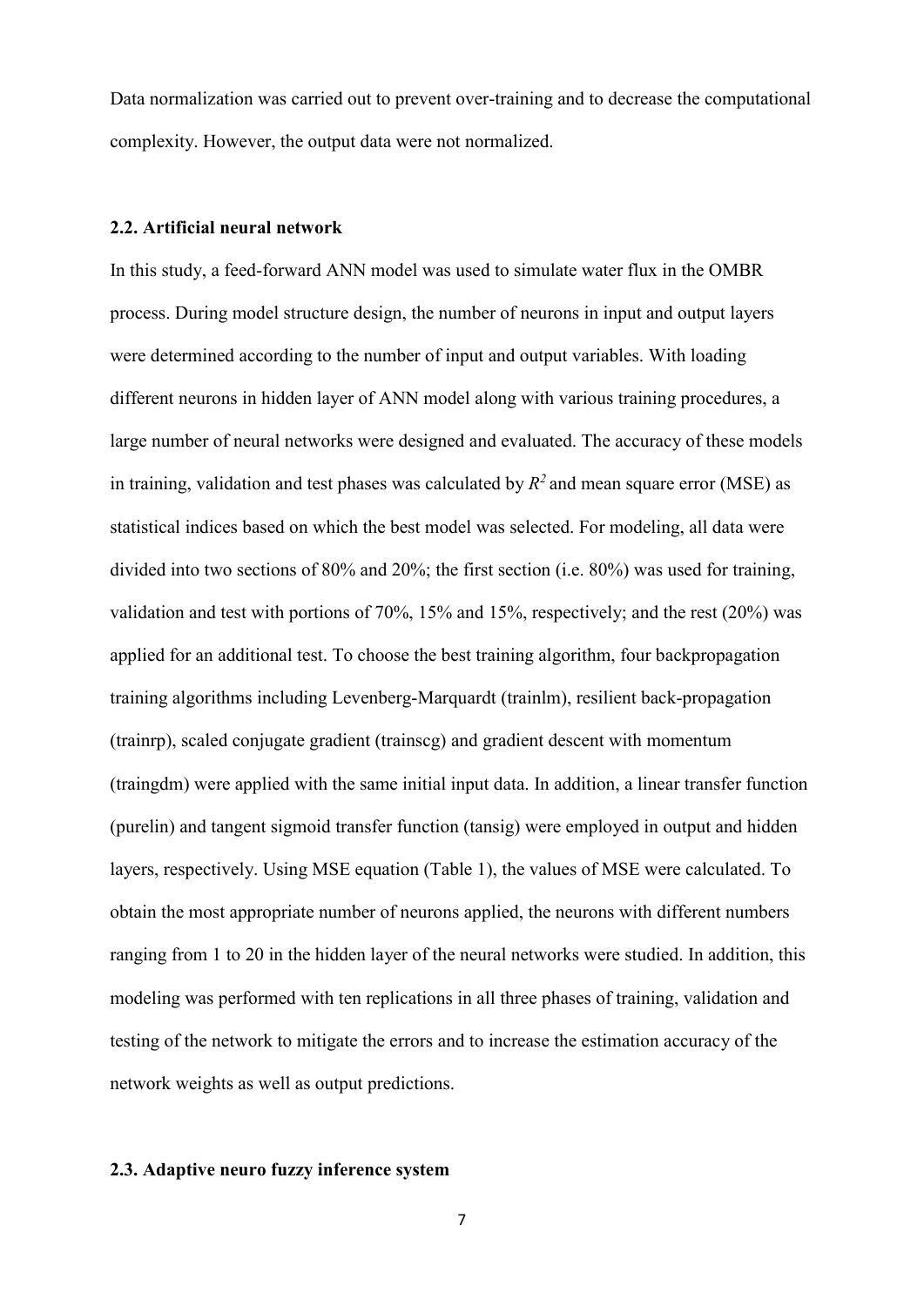Data normalization was carried out to prevent over-training and to decrease the computational complexity. However, the output data were not normalized.

### 2.2. Artificial neural network

In this study, a feed-forward ANN model was used to simulate water flux in the OMBR process. During model structure design, the number of neurons in input and output layers were determined according to the number of input and output variables. With loading different neurons in hidden layer of ANN model along with various training procedures, a large number of neural networks were designed and evaluated. The accuracy of these models in training, validation and test phases was calculated by $R^2$ and mean square error (MSE) as statistical indices based on which the best model was selected. For modeling, all data were divided into two sections of 80% and 20%; the first section (i.e. 80%) was used for training, validation and test with portions of 70%, 15% and 15%, respectively; and the rest (20%) was applied for an additional test. To choose the best training algorithm, four backpropagation training algorithms including Levenberg-Marquardt (trainlm), resilient back-propagation (trainrp), scaled conjugate gradient (trainscg) and gradient descent with momentum (traingdm) were applied with the same initial input data. In addition, a linear transfer function (purelin) and tangent sigmoid transfer function (tansig) were employed in output and hidden layers, respectively. Using MSE equation (Table 1), the values of MSE were calculated. To obtain the most appropriate number of neurons applied, the neurons with different numbers ranging from 1 to 20 in the hidden layer of the neural networks were studied. In addition, this modeling was performed with ten replications in all three phases of training, validation and testing of the network to mitigate the errors and to increase the estimation accuracy of the network weights as well as output predictions.

### 2.3. Adaptive neuro fuzzy inference system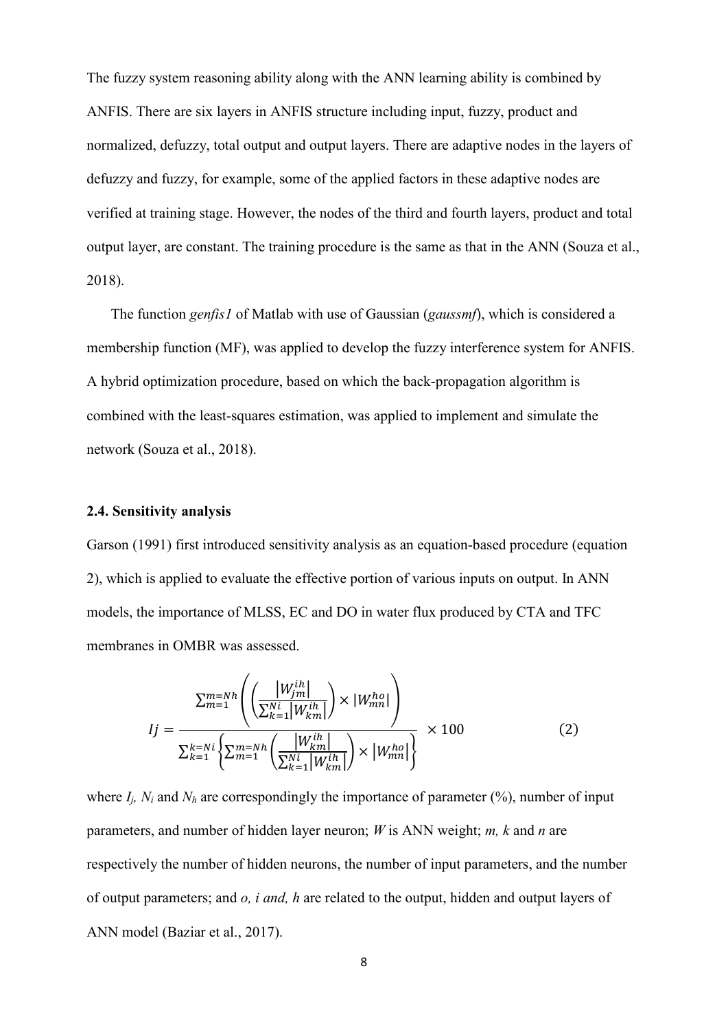The fuzzy system reasoning ability along with the ANN learning ability is combined by ANFIS. There are six layers in ANFIS structure including input, fuzzy, product and normalized, defuzzy, total output and output layers. There are adaptive nodes in the layers of defuzzy and fuzzy, for example, some of the applied factors in these adaptive nodes are verified at training stage. However, the nodes of the third and fourth layers, product and total output layer, are constant. The training procedure is the same as that in the ANN (Souza et al., 2018).

The function *genfis1* of Matlab with use of Gaussian (*gaussmf*), which is considered a membership function (MF), was applied to develop the fuzzy interference system for ANFIS. A hybrid optimization procedure, based on which the back-propagation algorithm is combined with the least-squares estimation, was applied to implement and simulate the network (Souza et al., 2018).

### 2.4. Sensitivity analysis

Garson (1991) first introduced sensitivity analysis as an equation-based procedure (equation 2), which is applied to evaluate the effective portion of various inputs on output. In ANN models, the importance of MLSS, EC and DO in water flux produced by CTA and TFC membranes in OMBR was assessed.

$$Ij = \frac{\sum_{m=1}^{m=Nh}\left(\left(\frac{\left|W_{jm}^{ih}\right|}{\sum_{k=1}^{Ni}\left|W_{km}^{ih}\right|}\right)\times\left|W_{mn}^{ho}\right|\right)}{\sum_{k=1}^{k=Ni}\left\{\sum_{m=1}^{m=Nh}\left(\frac{\left|W_{km}^{ih}\right|}{\sum_{k=1}^{Ni}\left|W_{km}^{ih}\right|}\right)\times\left|W_{mn}^{ho}\right|\right\}}\times 100 \qquad (2)$$

where $I_j$, $N_i$ and $N_h$ are correspondingly the importance of parameter (%), number of input parameters, and number of hidden layer neuron; $W$ is ANN weight; $m$, $k$ and $n$ are respectively the number of hidden neurons, the number of input parameters, and the number of output parameters; and $o$, $i$ and, $h$ are related to the output, hidden and output layers of ANN model (Baziar et al., 2017).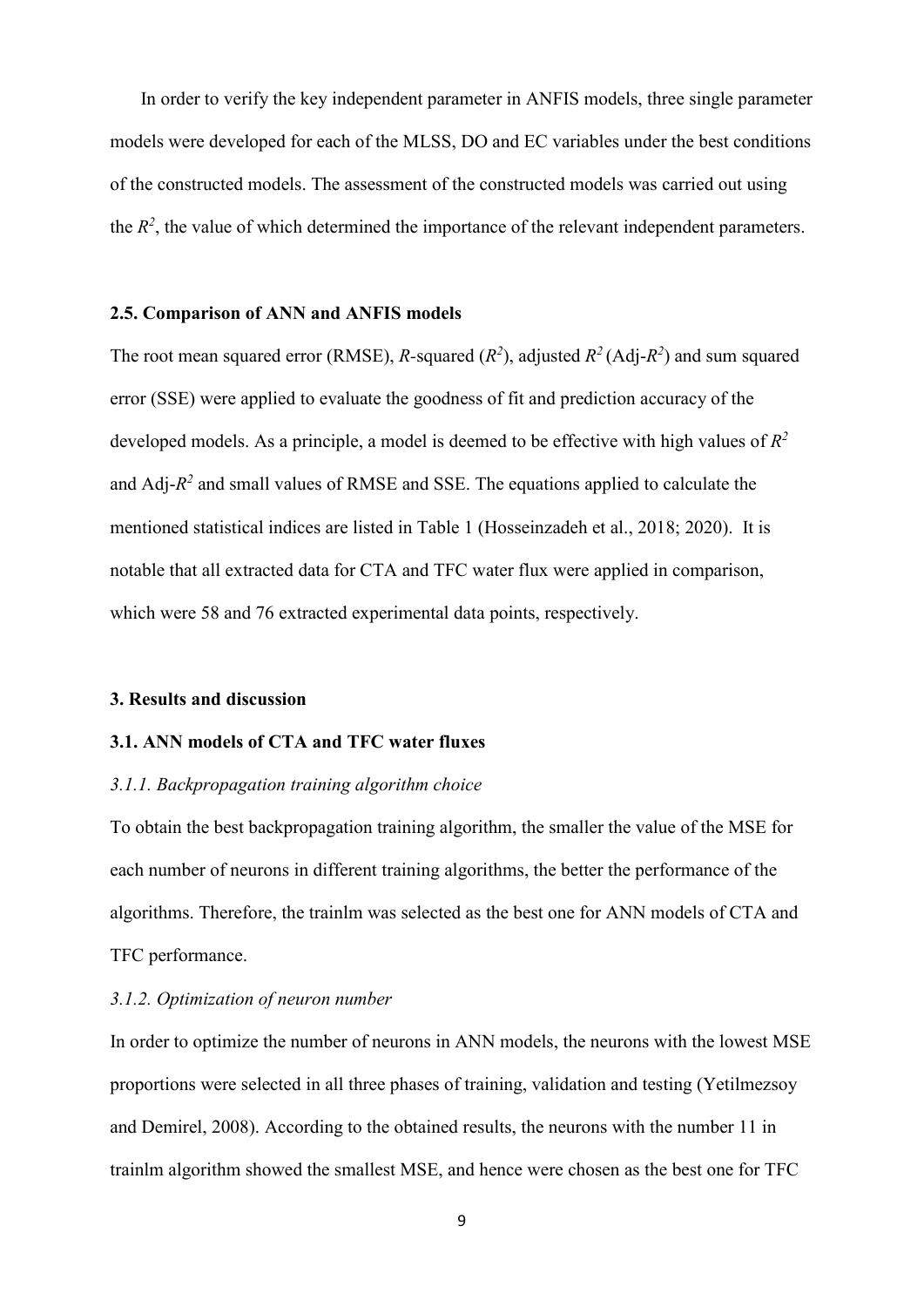In order to verify the key independent parameter in ANFIS models, three single parameter models were developed for each of the MLSS, DO and EC variables under the best conditions of the constructed models. The assessment of the constructed models was carried out using the $R^2$, the value of which determined the importance of the relevant independent parameters.

### 2.5. Comparison of ANN and ANFIS models

The root mean squared error (RMSE), *R*-squared ($R^2$), adjusted $R^2$ (Adj-$R^2$) and sum squared error (SSE) were applied to evaluate the goodness of fit and prediction accuracy of the developed models. As a principle, a model is deemed to be effective with high values of $R^2$ and Adj-$R^2$ and small values of RMSE and SSE. The equations applied to calculate the mentioned statistical indices are listed in Table 1 (Hosseinzadeh et al., 2018; 2020). It is notable that all extracted data for CTA and TFC water flux were applied in comparison, which were 58 and 76 extracted experimental data points, respectively.

## 3. Results and discussion

### 3.1. ANN models of CTA and TFC water fluxes

#### *3.1.1. Backpropagation training algorithm choice*

To obtain the best backpropagation training algorithm, the smaller the value of the MSE for each number of neurons in different training algorithms, the better the performance of the algorithms. Therefore, the trainlm was selected as the best one for ANN models of CTA and TFC performance.

#### *3.1.2. Optimization of neuron number*

In order to optimize the number of neurons in ANN models, the neurons with the lowest MSE proportions were selected in all three phases of training, validation and testing (Yetilmezsoy and Demirel, 2008). According to the obtained results, the neurons with the number 11 in trainlm algorithm showed the smallest MSE, and hence were chosen as the best one for TFC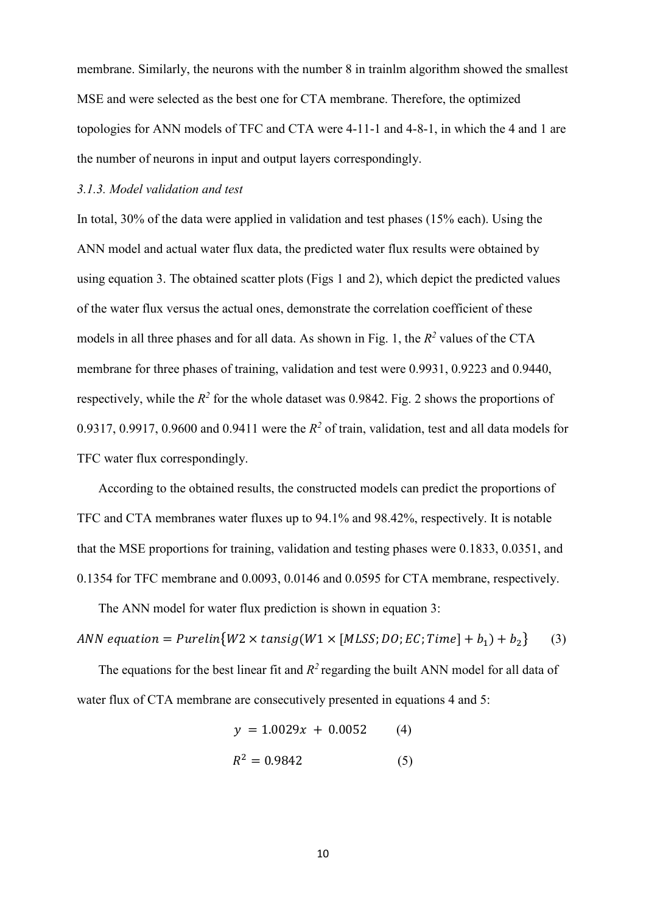membrane. Similarly, the neurons with the number 8 in trainlm algorithm showed the smallest MSE and were selected as the best one for CTA membrane. Therefore, the optimized topologies for ANN models of TFC and CTA were 4-11-1 and 4-8-1, in which the 4 and 1 are the number of neurons in input and output layers correspondingly.

*3.1.3. Model validation and test*

In total, 30% of the data were applied in validation and test phases (15% each). Using the ANN model and actual water flux data, the predicted water flux results were obtained by using equation 3. The obtained scatter plots (Figs 1 and 2), which depict the predicted values of the water flux versus the actual ones, demonstrate the correlation coefficient of these models in all three phases and for all data. As shown in Fig. 1, the $R^2$ values of the CTA membrane for three phases of training, validation and test were 0.9931, 0.9223 and 0.9440, respectively, while the $R^2$ for the whole dataset was 0.9842. Fig. 2 shows the proportions of 0.9317, 0.9917, 0.9600 and 0.9411 were the $R^2$ of train, validation, test and all data models for TFC water flux correspondingly.

According to the obtained results, the constructed models can predict the proportions of TFC and CTA membranes water fluxes up to 94.1% and 98.42%, respectively. It is notable that the MSE proportions for training, validation and testing phases were 0.1833, 0.0351, and 0.1354 for TFC membrane and 0.0093, 0.0146 and 0.0595 for CTA membrane, respectively.

The ANN model for water flux prediction is shown in equation 3:

$$ANN\ equation = Purelin\{W2 \times tansig(W1 \times [MLSS; DO; EC; Time] + b_1) + b_2\} \qquad (3)$$

The equations for the best linear fit and $R^2$ regarding the built ANN model for all data of water flux of CTA membrane are consecutively presented in equations 4 and 5:

$$y = 1.0029x + 0.0052 \qquad (4)$$

$$R^2 = 0.9842 \qquad (5)$$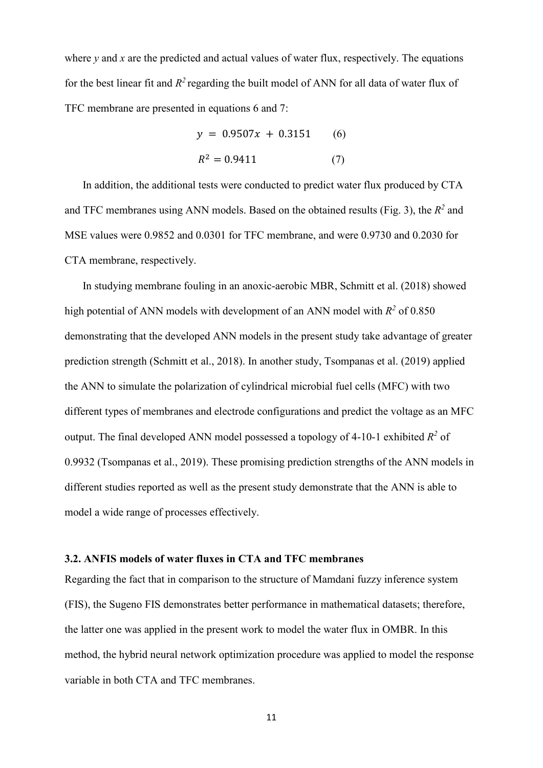where $y$ and $x$ are the predicted and actual values of water flux, respectively. The equations for the best linear fit and $R^2$ regarding the built model of ANN for all data of water flux of TFC membrane are presented in equations 6 and 7:

$$y = 0.9507x + 0.3151 \qquad (6)$$

$$R^2 = 0.9411 \qquad (7)$$

In addition, the additional tests were conducted to predict water flux produced by CTA and TFC membranes using ANN models. Based on the obtained results (Fig. 3), the $R^2$ and MSE values were 0.9852 and 0.0301 for TFC membrane, and were 0.9730 and 0.2030 for CTA membrane, respectively.

In studying membrane fouling in an anoxic-aerobic MBR, Schmitt et al. (2018) showed high potential of ANN models with development of an ANN model with $R^2$ of 0.850 demonstrating that the developed ANN models in the present study take advantage of greater prediction strength (Schmitt et al., 2018). In another study, Tsompanas et al. (2019) applied the ANN to simulate the polarization of cylindrical microbial fuel cells (MFC) with two different types of membranes and electrode configurations and predict the voltage as an MFC output. The final developed ANN model possessed a topology of 4-10-1 exhibited $R^2$ of 0.9932 (Tsompanas et al., 2019). These promising prediction strengths of the ANN models in different studies reported as well as the present study demonstrate that the ANN is able to model a wide range of processes effectively.

### 3.2. ANFIS models of water fluxes in CTA and TFC membranes

Regarding the fact that in comparison to the structure of Mamdani fuzzy inference system (FIS), the Sugeno FIS demonstrates better performance in mathematical datasets; therefore, the latter one was applied in the present work to model the water flux in OMBR. In this method, the hybrid neural network optimization procedure was applied to model the response variable in both CTA and TFC membranes.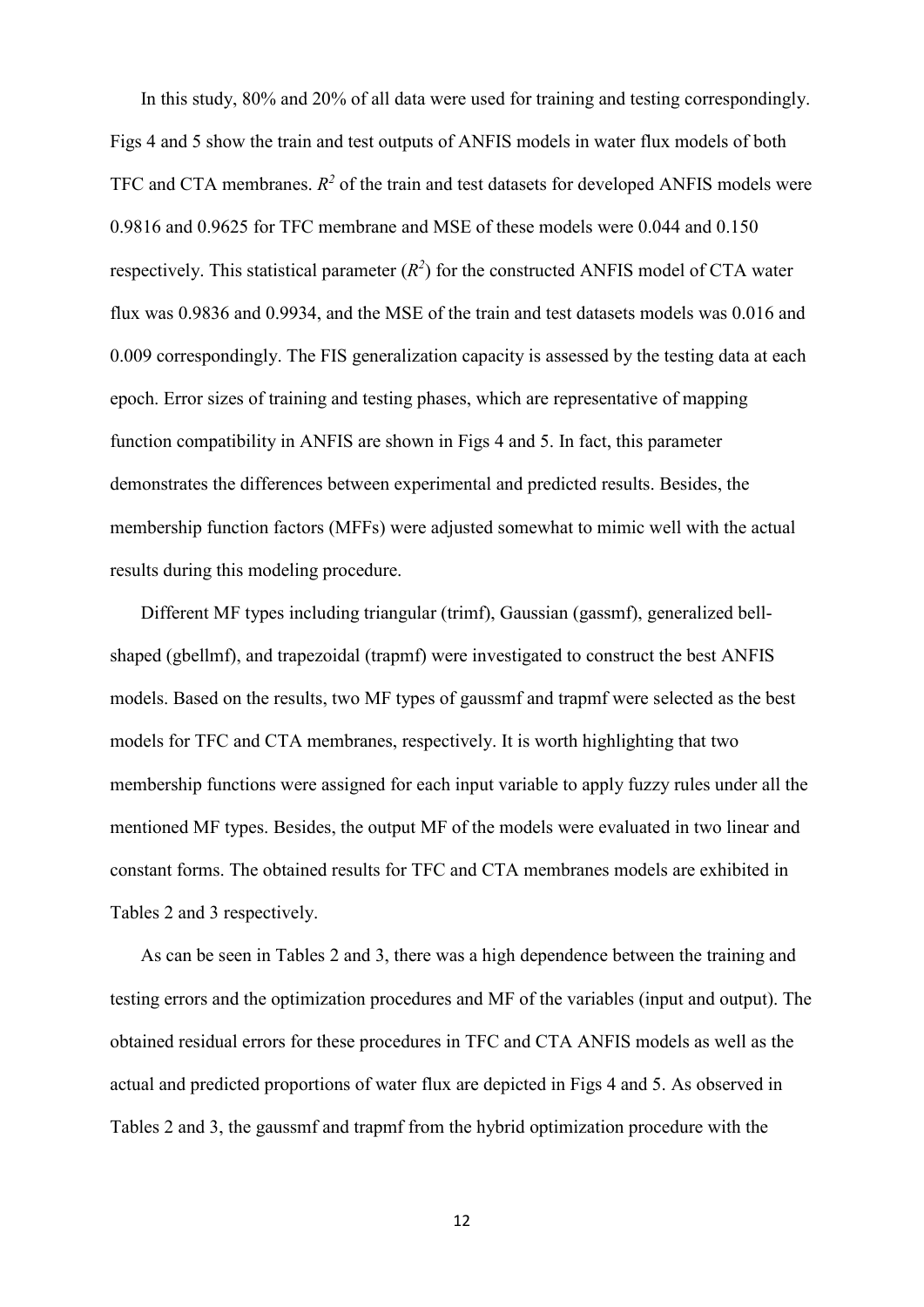In this study, 80% and 20% of all data were used for training and testing correspondingly. Figs 4 and 5 show the train and test outputs of ANFIS models in water flux models of both TFC and CTA membranes. $R^2$ of the train and test datasets for developed ANFIS models were 0.9816 and 0.9625 for TFC membrane and MSE of these models were 0.044 and 0.150 respectively. This statistical parameter ($R^2$) for the constructed ANFIS model of CTA water flux was 0.9836 and 0.9934, and the MSE of the train and test datasets models was 0.016 and 0.009 correspondingly. The FIS generalization capacity is assessed by the testing data at each epoch. Error sizes of training and testing phases, which are representative of mapping function compatibility in ANFIS are shown in Figs 4 and 5. In fact, this parameter demonstrates the differences between experimental and predicted results. Besides, the membership function factors (MFFs) were adjusted somewhat to mimic well with the actual results during this modeling procedure.

Different MF types including triangular (trimf), Gaussian (gassmf), generalized bell-shaped (gbellmf), and trapezoidal (trapmf) were investigated to construct the best ANFIS models. Based on the results, two MF types of gaussmf and trapmf were selected as the best models for TFC and CTA membranes, respectively. It is worth highlighting that two membership functions were assigned for each input variable to apply fuzzy rules under all the mentioned MF types. Besides, the output MF of the models were evaluated in two linear and constant forms. The obtained results for TFC and CTA membranes models are exhibited in Tables 2 and 3 respectively.

As can be seen in Tables 2 and 3, there was a high dependence between the training and testing errors and the optimization procedures and MF of the variables (input and output). The obtained residual errors for these procedures in TFC and CTA ANFIS models as well as the actual and predicted proportions of water flux are depicted in Figs 4 and 5. As observed in Tables 2 and 3, the gaussmf and trapmf from the hybrid optimization procedure with the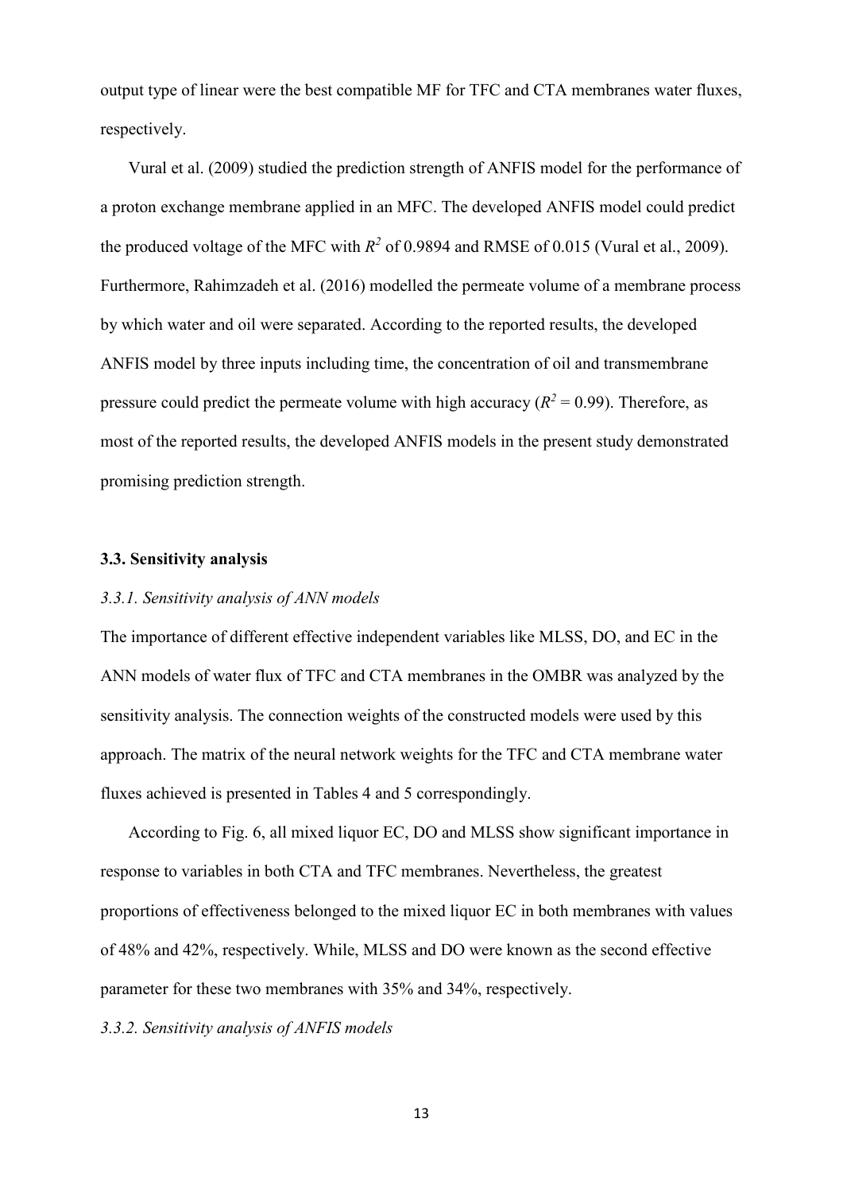output type of linear were the best compatible MF for TFC and CTA membranes water fluxes, respectively.

Vural et al. (2009) studied the prediction strength of ANFIS model for the performance of a proton exchange membrane applied in an MFC. The developed ANFIS model could predict the produced voltage of the MFC with $R^2$ of 0.9894 and RMSE of 0.015 (Vural et al., 2009). Furthermore, Rahimzadeh et al. (2016) modelled the permeate volume of a membrane process by which water and oil were separated. According to the reported results, the developed ANFIS model by three inputs including time, the concentration of oil and transmembrane pressure could predict the permeate volume with high accuracy ($R^2 = 0.99$). Therefore, as most of the reported results, the developed ANFIS models in the present study demonstrated promising prediction strength.

### 3.3. Sensitivity analysis

#### *3.3.1. Sensitivity analysis of ANN models*

The importance of different effective independent variables like MLSS, DO, and EC in the ANN models of water flux of TFC and CTA membranes in the OMBR was analyzed by the sensitivity analysis. The connection weights of the constructed models were used by this approach. The matrix of the neural network weights for the TFC and CTA membrane water fluxes achieved is presented in Tables 4 and 5 correspondingly.

According to Fig. 6, all mixed liquor EC, DO and MLSS show significant importance in response to variables in both CTA and TFC membranes. Nevertheless, the greatest proportions of effectiveness belonged to the mixed liquor EC in both membranes with values of 48% and 42%, respectively. While, MLSS and DO were known as the second effective parameter for these two membranes with 35% and 34%, respectively.

#### *3.3.2. Sensitivity analysis of ANFIS models*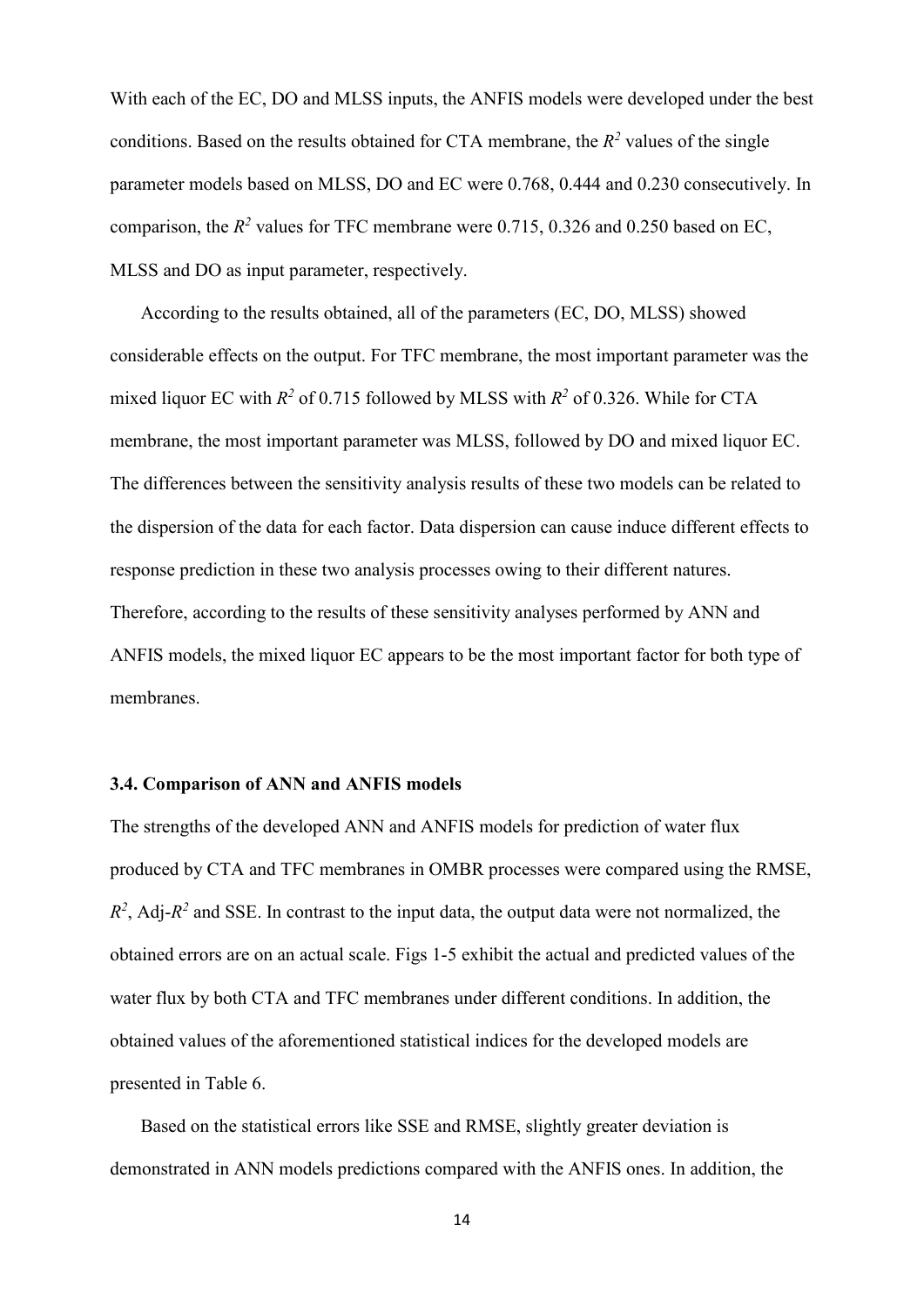With each of the EC, DO and MLSS inputs, the ANFIS models were developed under the best conditions. Based on the results obtained for CTA membrane, the $R^2$ values of the single parameter models based on MLSS, DO and EC were 0.768, 0.444 and 0.230 consecutively. In comparison, the $R^2$ values for TFC membrane were 0.715, 0.326 and 0.250 based on EC, MLSS and DO as input parameter, respectively.

According to the results obtained, all of the parameters (EC, DO, MLSS) showed considerable effects on the output. For TFC membrane, the most important parameter was the mixed liquor EC with $R^2$ of 0.715 followed by MLSS with $R^2$ of 0.326. While for CTA membrane, the most important parameter was MLSS, followed by DO and mixed liquor EC. The differences between the sensitivity analysis results of these two models can be related to the dispersion of the data for each factor. Data dispersion can cause induce different effects to response prediction in these two analysis processes owing to their different natures. Therefore, according to the results of these sensitivity analyses performed by ANN and ANFIS models, the mixed liquor EC appears to be the most important factor for both type of membranes.

### 3.4. Comparison of ANN and ANFIS models

The strengths of the developed ANN and ANFIS models for prediction of water flux produced by CTA and TFC membranes in OMBR processes were compared using the RMSE, $R^2$, Adj-$R^2$ and SSE. In contrast to the input data, the output data were not normalized, the obtained errors are on an actual scale. Figs 1-5 exhibit the actual and predicted values of the water flux by both CTA and TFC membranes under different conditions. In addition, the obtained values of the aforementioned statistical indices for the developed models are presented in Table 6.

Based on the statistical errors like SSE and RMSE, slightly greater deviation is demonstrated in ANN models predictions compared with the ANFIS ones. In addition, the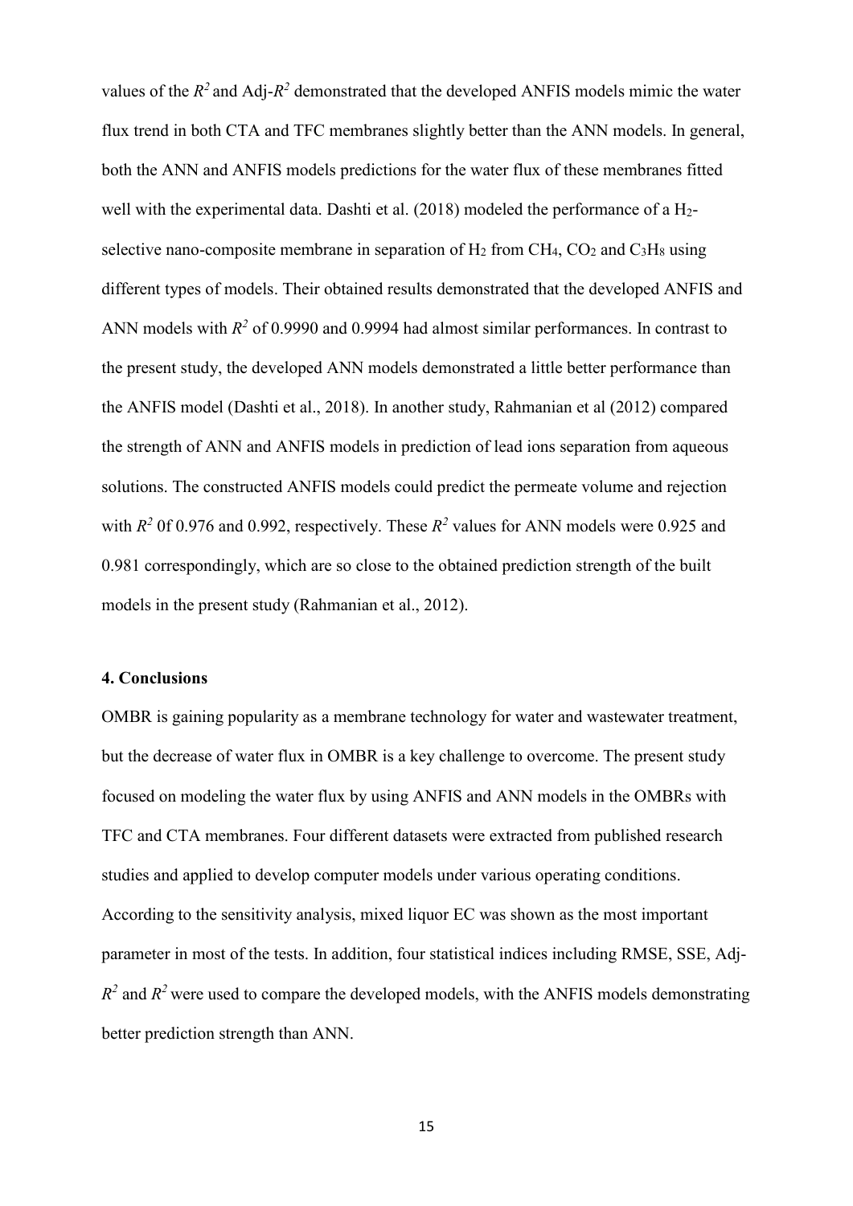values of the $R^2$ and Adj-$R^2$ demonstrated that the developed ANFIS models mimic the water flux trend in both CTA and TFC membranes slightly better than the ANN models. In general, both the ANN and ANFIS models predictions for the water flux of these membranes fitted well with the experimental data. Dashti et al. (2018) modeled the performance of a $H_2$-selective nano-composite membrane in separation of $H_2$ from $CH_4$, $CO_2$ and $C_3H_8$ using different types of models. Their obtained results demonstrated that the developed ANFIS and ANN models with $R^2$ of 0.9990 and 0.9994 had almost similar performances. In contrast to the present study, the developed ANN models demonstrated a little better performance than the ANFIS model (Dashti et al., 2018). In another study, Rahmanian et al (2012) compared the strength of ANN and ANFIS models in prediction of lead ions separation from aqueous solutions. The constructed ANFIS models could predict the permeate volume and rejection with $R^2$ 0f 0.976 and 0.992, respectively. These $R^2$ values for ANN models were 0.925 and 0.981 correspondingly, which are so close to the obtained prediction strength of the built models in the present study (Rahmanian et al., 2012).

## 4. Conclusions

OMBR is gaining popularity as a membrane technology for water and wastewater treatment, but the decrease of water flux in OMBR is a key challenge to overcome. The present study focused on modeling the water flux by using ANFIS and ANN models in the OMBRs with TFC and CTA membranes. Four different datasets were extracted from published research studies and applied to develop computer models under various operating conditions. According to the sensitivity analysis, mixed liquor EC was shown as the most important parameter in most of the tests. In addition, four statistical indices including RMSE, SSE, Adj-$R^2$ and $R^2$ were used to compare the developed models, with the ANFIS models demonstrating better prediction strength than ANN.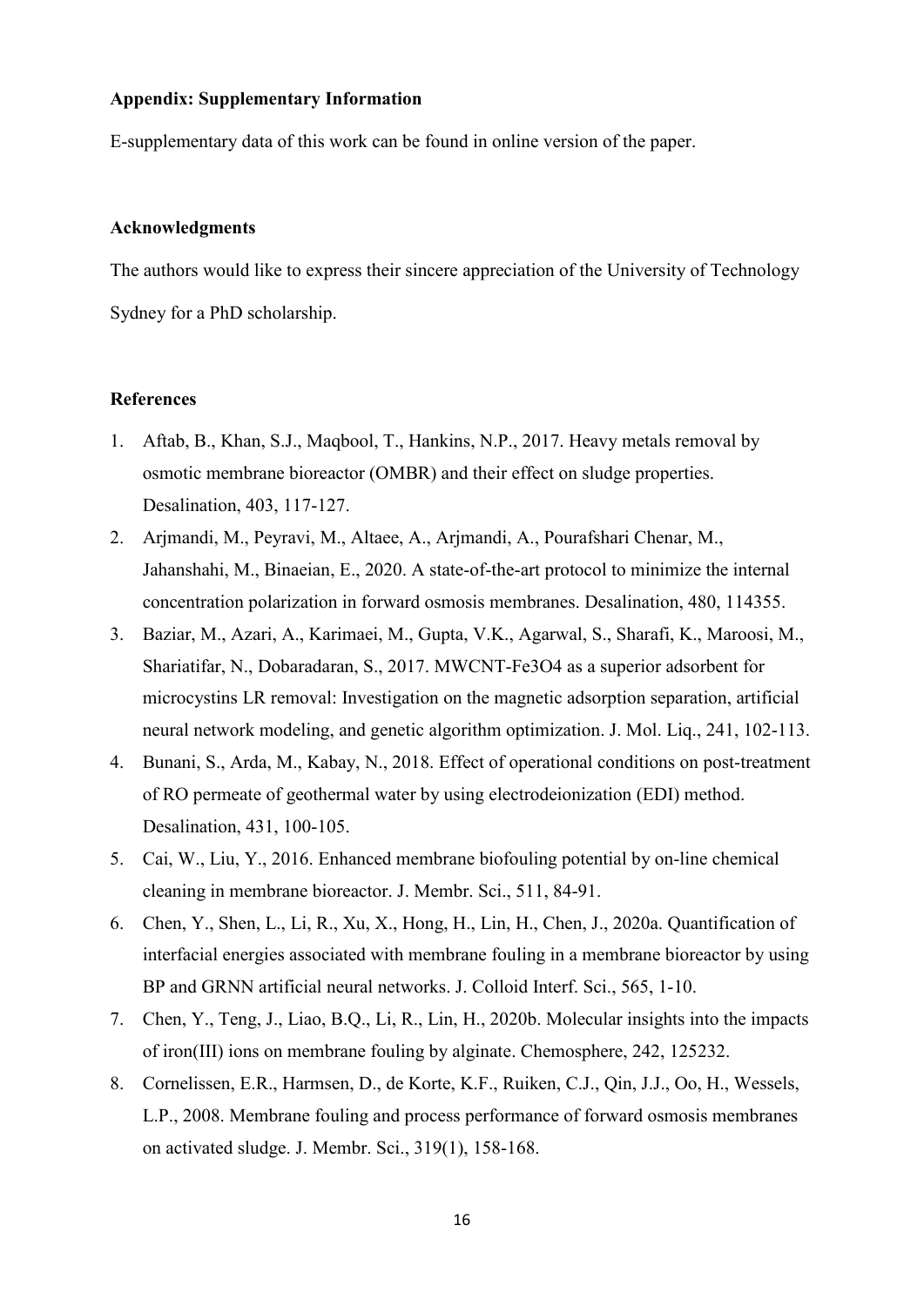**Appendix: Supplementary Information**

E-supplementary data of this work can be found in online version of the paper.

**Acknowledgments**

The authors would like to express their sincere appreciation of the University of Technology Sydney for a PhD scholarship.

**References**

1. Aftab, B., Khan, S.J., Maqbool, T., Hankins, N.P., 2017. Heavy metals removal by osmotic membrane bioreactor (OMBR) and their effect on sludge properties. Desalination, 403, 117-127.
2. Arjmandi, M., Peyravi, M., Altaee, A., Arjmandi, A., Pourafshari Chenar, M., Jahanshahi, M., Binaeian, E., 2020. A state-of-the-art protocol to minimize the internal concentration polarization in forward osmosis membranes. Desalination, 480, 114355.
3. Baziar, M., Azari, A., Karimaei, M., Gupta, V.K., Agarwal, S., Sharafi, K., Maroosi, M., Shariatifar, N., Dobaradaran, S., 2017. MWCNT-$Fe_3O_4$ as a superior adsorbent for microcystins LR removal: Investigation on the magnetic adsorption separation, artificial neural network modeling, and genetic algorithm optimization. J. Mol. Liq., 241, 102-113.
4. Bunani, S., Arda, M., Kabay, N., 2018. Effect of operational conditions on post-treatment of RO permeate of geothermal water by using electrodeionization (EDI) method. Desalination, 431, 100-105.
5. Cai, W., Liu, Y., 2016. Enhanced membrane biofouling potential by on-line chemical cleaning in membrane bioreactor. J. Membr. Sci., 511, 84-91.
6. Chen, Y., Shen, L., Li, R., Xu, X., Hong, H., Lin, H., Chen, J., 2020a. Quantification of interfacial energies associated with membrane fouling in a membrane bioreactor by using BP and GRNN artificial neural networks. J. Colloid Interf. Sci., 565, 1-10.
7. Chen, Y., Teng, J., Liao, B.Q., Li, R., Lin, H., 2020b. Molecular insights into the impacts of iron(III) ions on membrane fouling by alginate. Chemosphere, 242, 125232.
8. Cornelissen, E.R., Harmsen, D., de Korte, K.F., Ruiken, C.J., Qin, J.J., Oo, H., Wessels, L.P., 2008. Membrane fouling and process performance of forward osmosis membranes on activated sludge. J. Membr. Sci., 319(1), 158-168.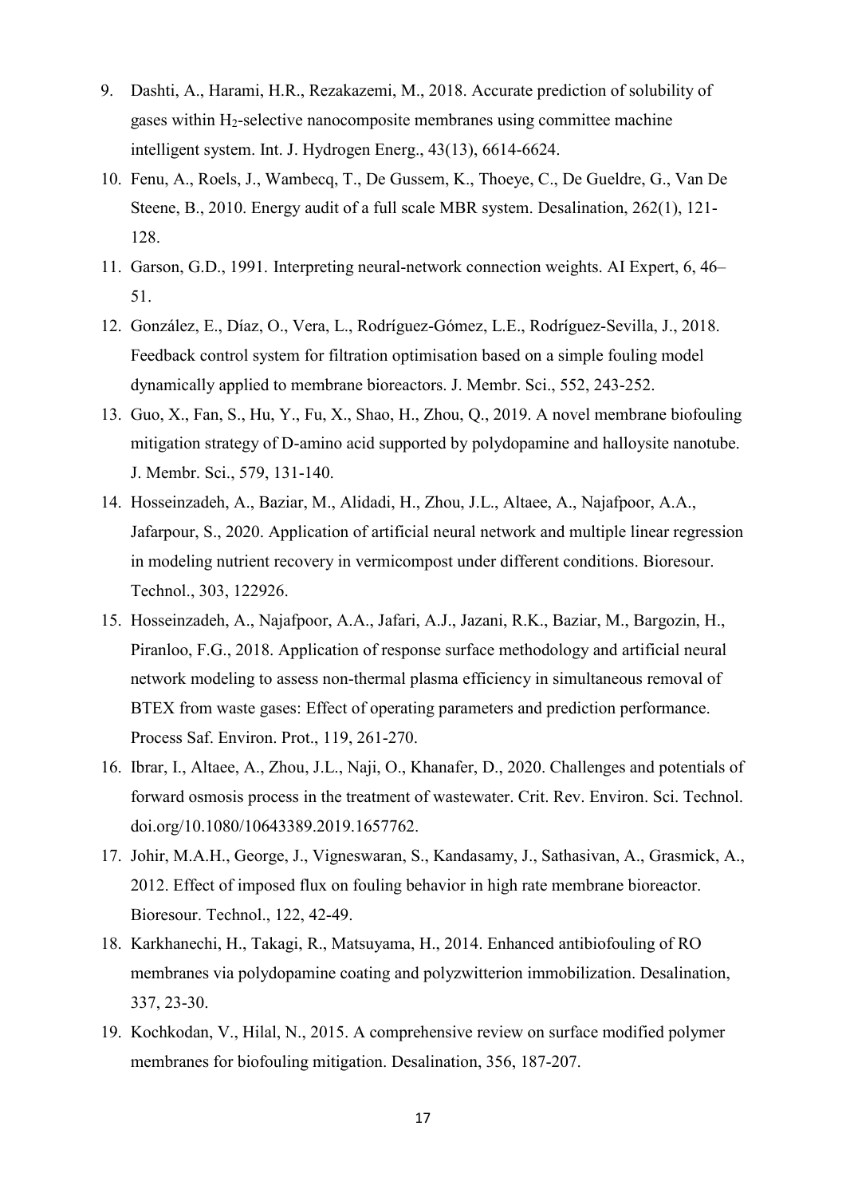9. Dashti, A., Harami, H.R., Rezakazemi, M., 2018. Accurate prediction of solubility of gases within $H_2$-selective nanocomposite membranes using committee machine intelligent system. Int. J. Hydrogen Energ., 43(13), 6614-6624.
10. Fenu, A., Roels, J., Wambecq, T., De Gussem, K., Thoeye, C., De Gueldre, G., Van De Steene, B., 2010. Energy audit of a full scale MBR system. Desalination, 262(1), 121-128.
11. Garson, G.D., 1991. Interpreting neural-network connection weights. AI Expert, 6, 46–51.
12. González, E., Díaz, O., Vera, L., Rodríguez-Gómez, L.E., Rodríguez-Sevilla, J., 2018. Feedback control system for filtration optimisation based on a simple fouling model dynamically applied to membrane bioreactors. J. Membr. Sci., 552, 243-252.
13. Guo, X., Fan, S., Hu, Y., Fu, X., Shao, H., Zhou, Q., 2019. A novel membrane biofouling mitigation strategy of D-amino acid supported by polydopamine and halloysite nanotube. J. Membr. Sci., 579, 131-140.
14. Hosseinzadeh, A., Baziar, M., Alidadi, H., Zhou, J.L., Altaee, A., Najafpoor, A.A., Jafarpour, S., 2020. Application of artificial neural network and multiple linear regression in modeling nutrient recovery in vermicompost under different conditions. Bioresour. Technol., 303, 122926.
15. Hosseinzadeh, A., Najafpoor, A.A., Jafari, A.J., Jazani, R.K., Baziar, M., Bargozin, H., Piranloo, F.G., 2018. Application of response surface methodology and artificial neural network modeling to assess non-thermal plasma efficiency in simultaneous removal of BTEX from waste gases: Effect of operating parameters and prediction performance. Process Saf. Environ. Prot., 119, 261-270.
16. Ibrar, I., Altaee, A., Zhou, J.L., Naji, O., Khanafer, D., 2020. Challenges and potentials of forward osmosis process in the treatment of wastewater. Crit. Rev. Environ. Sci. Technol. doi.org/10.1080/10643389.2019.1657762.
17. Johir, M.A.H., George, J., Vigneswaran, S., Kandasamy, J., Sathasivan, A., Grasmick, A., 2012. Effect of imposed flux on fouling behavior in high rate membrane bioreactor. Bioresour. Technol., 122, 42-49.
18. Karkhanechi, H., Takagi, R., Matsuyama, H., 2014. Enhanced antibiofouling of RO membranes via polydopamine coating and polyzwitterion immobilization. Desalination, 337, 23-30.
19. Kochkodan, V., Hilal, N., 2015. A comprehensive review on surface modified polymer membranes for biofouling mitigation. Desalination, 356, 187-207.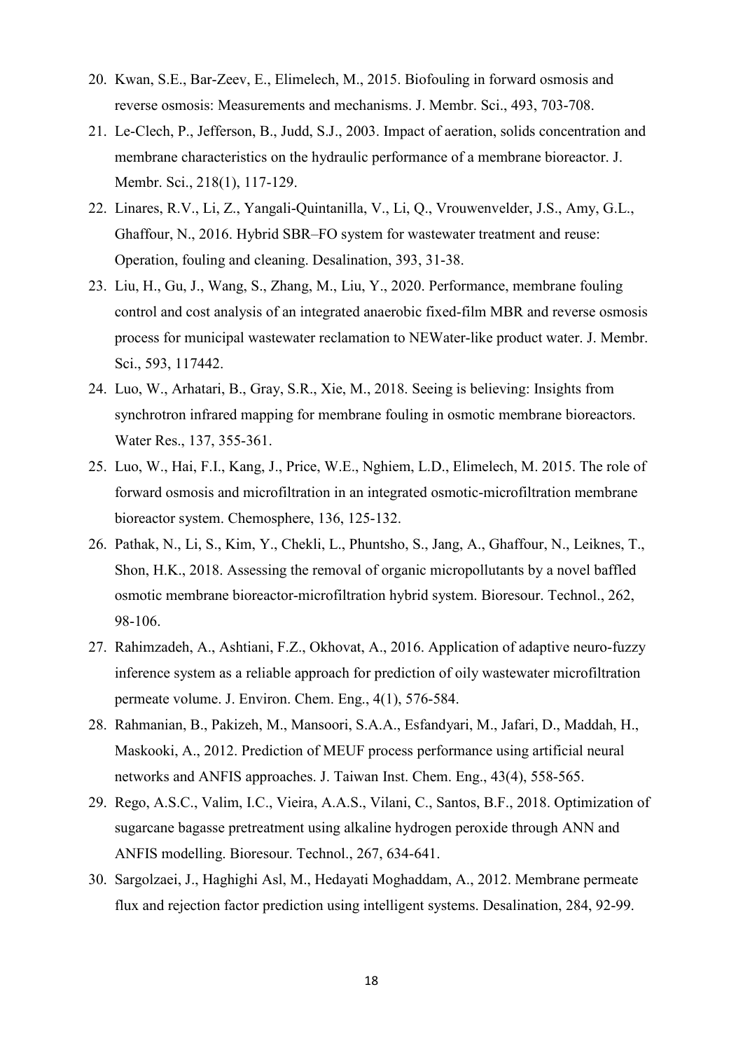20. Kwan, S.E., Bar-Zeev, E., Elimelech, M., 2015. Biofouling in forward osmosis and reverse osmosis: Measurements and mechanisms. J. Membr. Sci., 493, 703-708.
21. Le-Clech, P., Jefferson, B., Judd, S.J., 2003. Impact of aeration, solids concentration and membrane characteristics on the hydraulic performance of a membrane bioreactor. J. Membr. Sci., 218(1), 117-129.
22. Linares, R.V., Li, Z., Yangali-Quintanilla, V., Li, Q., Vrouwenvelder, J.S., Amy, G.L., Ghaffour, N., 2016. Hybrid SBR–FO system for wastewater treatment and reuse: Operation, fouling and cleaning. Desalination, 393, 31-38.
23. Liu, H., Gu, J., Wang, S., Zhang, M., Liu, Y., 2020. Performance, membrane fouling control and cost analysis of an integrated anaerobic fixed-film MBR and reverse osmosis process for municipal wastewater reclamation to NEWater-like product water. J. Membr. Sci., 593, 117442.
24. Luo, W., Arhatari, B., Gray, S.R., Xie, M., 2018. Seeing is believing: Insights from synchrotron infrared mapping for membrane fouling in osmotic membrane bioreactors. Water Res., 137, 355-361.
25. Luo, W., Hai, F.I., Kang, J., Price, W.E., Nghiem, L.D., Elimelech, M. 2015. The role of forward osmosis and microfiltration in an integrated osmotic-microfiltration membrane bioreactor system. Chemosphere, 136, 125-132.
26. Pathak, N., Li, S., Kim, Y., Chekli, L., Phuntsho, S., Jang, A., Ghaffour, N., Leiknes, T., Shon, H.K., 2018. Assessing the removal of organic micropollutants by a novel baffled osmotic membrane bioreactor-microfiltration hybrid system. Bioresour. Technol., 262, 98-106.
27. Rahimzadeh, A., Ashtiani, F.Z., Okhovat, A., 2016. Application of adaptive neuro-fuzzy inference system as a reliable approach for prediction of oily wastewater microfiltration permeate volume. J. Environ. Chem. Eng., 4(1), 576-584.
28. Rahmanian, B., Pakizeh, M., Mansoori, S.A.A., Esfandyari, M., Jafari, D., Maddah, H., Maskooki, A., 2012. Prediction of MEUF process performance using artificial neural networks and ANFIS approaches. J. Taiwan Inst. Chem. Eng., 43(4), 558-565.
29. Rego, A.S.C., Valim, I.C., Vieira, A.A.S., Vilani, C., Santos, B.F., 2018. Optimization of sugarcane bagasse pretreatment using alkaline hydrogen peroxide through ANN and ANFIS modelling. Bioresour. Technol., 267, 634-641.
30. Sargolzaei, J., Haghighi Asl, M., Hedayati Moghaddam, A., 2012. Membrane permeate flux and rejection factor prediction using intelligent systems. Desalination, 284, 92-99.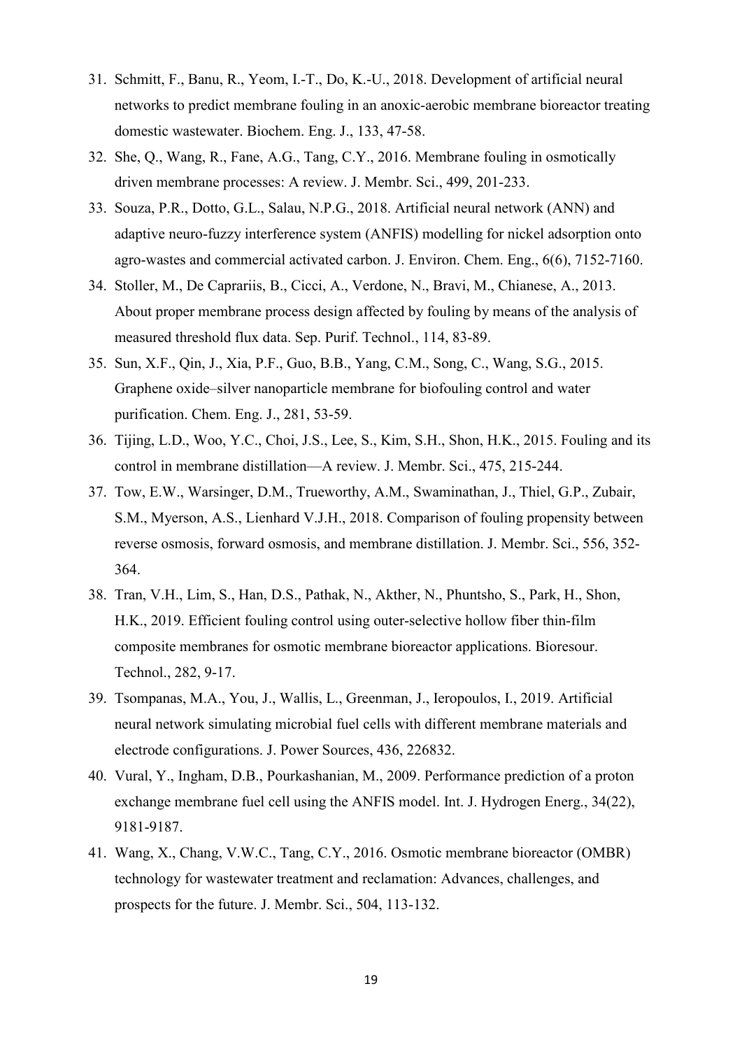31. Schmitt, F., Banu, R., Yeom, I.-T., Do, K.-U., 2018. Development of artificial neural networks to predict membrane fouling in an anoxic-aerobic membrane bioreactor treating domestic wastewater. Biochem. Eng. J., 133, 47-58.
32. She, Q., Wang, R., Fane, A.G., Tang, C.Y., 2016. Membrane fouling in osmotically driven membrane processes: A review. J. Membr. Sci., 499, 201-233.
33. Souza, P.R., Dotto, G.L., Salau, N.P.G., 2018. Artificial neural network (ANN) and adaptive neuro-fuzzy interference system (ANFIS) modelling for nickel adsorption onto agro-wastes and commercial activated carbon. J. Environ. Chem. Eng., 6(6), 7152-7160.
34. Stoller, M., De Caprariis, B., Cicci, A., Verdone, N., Bravi, M., Chianese, A., 2013. About proper membrane process design affected by fouling by means of the analysis of measured threshold flux data. Sep. Purif. Technol., 114, 83-89.
35. Sun, X.F., Qin, J., Xia, P.F., Guo, B.B., Yang, C.M., Song, C., Wang, S.G., 2015. Graphene oxide–silver nanoparticle membrane for biofouling control and water purification. Chem. Eng. J., 281, 53-59.
36. Tijing, L.D., Woo, Y.C., Choi, J.S., Lee, S., Kim, S.H., Shon, H.K., 2015. Fouling and its control in membrane distillation—A review. J. Membr. Sci., 475, 215-244.
37. Tow, E.W., Warsinger, D.M., Trueworthy, A.M., Swaminathan, J., Thiel, G.P., Zubair, S.M., Myerson, A.S., Lienhard V.J.H., 2018. Comparison of fouling propensity between reverse osmosis, forward osmosis, and membrane distillation. J. Membr. Sci., 556, 352-364.
38. Tran, V.H., Lim, S., Han, D.S., Pathak, N., Akther, N., Phuntsho, S., Park, H., Shon, H.K., 2019. Efficient fouling control using outer-selective hollow fiber thin-film composite membranes for osmotic membrane bioreactor applications. Bioresour. Technol., 282, 9-17.
39. Tsompanas, M.A., You, J., Wallis, L., Greenman, J., Ieropoulos, I., 2019. Artificial neural network simulating microbial fuel cells with different membrane materials and electrode configurations. J. Power Sources, 436, 226832.
40. Vural, Y., Ingham, D.B., Pourkashanian, M., 2009. Performance prediction of a proton exchange membrane fuel cell using the ANFIS model. Int. J. Hydrogen Energ., 34(22), 9181-9187.
41. Wang, X., Chang, V.W.C., Tang, C.Y., 2016. Osmotic membrane bioreactor (OMBR) technology for wastewater treatment and reclamation: Advances, challenges, and prospects for the future. J. Membr. Sci., 504, 113-132.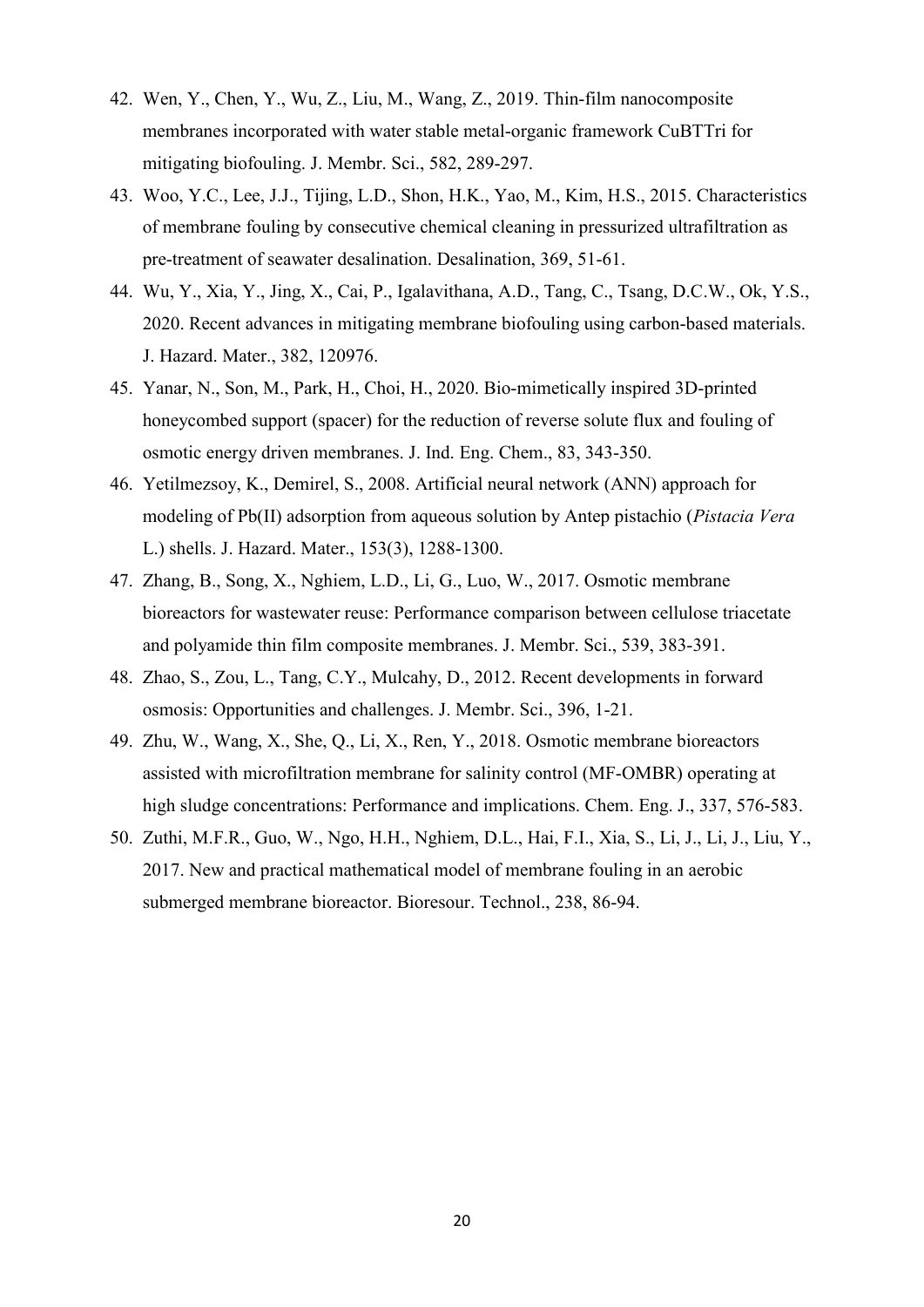42. Wen, Y., Chen, Y., Wu, Z., Liu, M., Wang, Z., 2019. Thin-film nanocomposite membranes incorporated with water stable metal-organic framework CuBTTri for mitigating biofouling. J. Membr. Sci., 582, 289-297.
43. Woo, Y.C., Lee, J.J., Tijing, L.D., Shon, H.K., Yao, M., Kim, H.S., 2015. Characteristics of membrane fouling by consecutive chemical cleaning in pressurized ultrafiltration as pre-treatment of seawater desalination. Desalination, 369, 51-61.
44. Wu, Y., Xia, Y., Jing, X., Cai, P., Igalavithana, A.D., Tang, C., Tsang, D.C.W., Ok, Y.S., 2020. Recent advances in mitigating membrane biofouling using carbon-based materials. J. Hazard. Mater., 382, 120976.
45. Yanar, N., Son, M., Park, H., Choi, H., 2020. Bio-mimetically inspired 3D-printed honeycombed support (spacer) for the reduction of reverse solute flux and fouling of osmotic energy driven membranes. J. Ind. Eng. Chem., 83, 343-350.
46. Yetilmezsoy, K., Demirel, S., 2008. Artificial neural network (ANN) approach for modeling of Pb(II) adsorption from aqueous solution by Antep pistachio (*Pistacia Vera* L.) shells. J. Hazard. Mater., 153(3), 1288-1300.
47. Zhang, B., Song, X., Nghiem, L.D., Li, G., Luo, W., 2017. Osmotic membrane bioreactors for wastewater reuse: Performance comparison between cellulose triacetate and polyamide thin film composite membranes. J. Membr. Sci., 539, 383-391.
48. Zhao, S., Zou, L., Tang, C.Y., Mulcahy, D., 2012. Recent developments in forward osmosis: Opportunities and challenges. J. Membr. Sci., 396, 1-21.
49. Zhu, W., Wang, X., She, Q., Li, X., Ren, Y., 2018. Osmotic membrane bioreactors assisted with microfiltration membrane for salinity control (MF-OMBR) operating at high sludge concentrations: Performance and implications. Chem. Eng. J., 337, 576-583.
50. Zuthi, M.F.R., Guo, W., Ngo, H.H., Nghiem, D.L., Hai, F.I., Xia, S., Li, J., Li, J., Liu, Y., 2017. New and practical mathematical model of membrane fouling in an aerobic submerged membrane bioreactor. Bioresour. Technol., 238, 86-94.